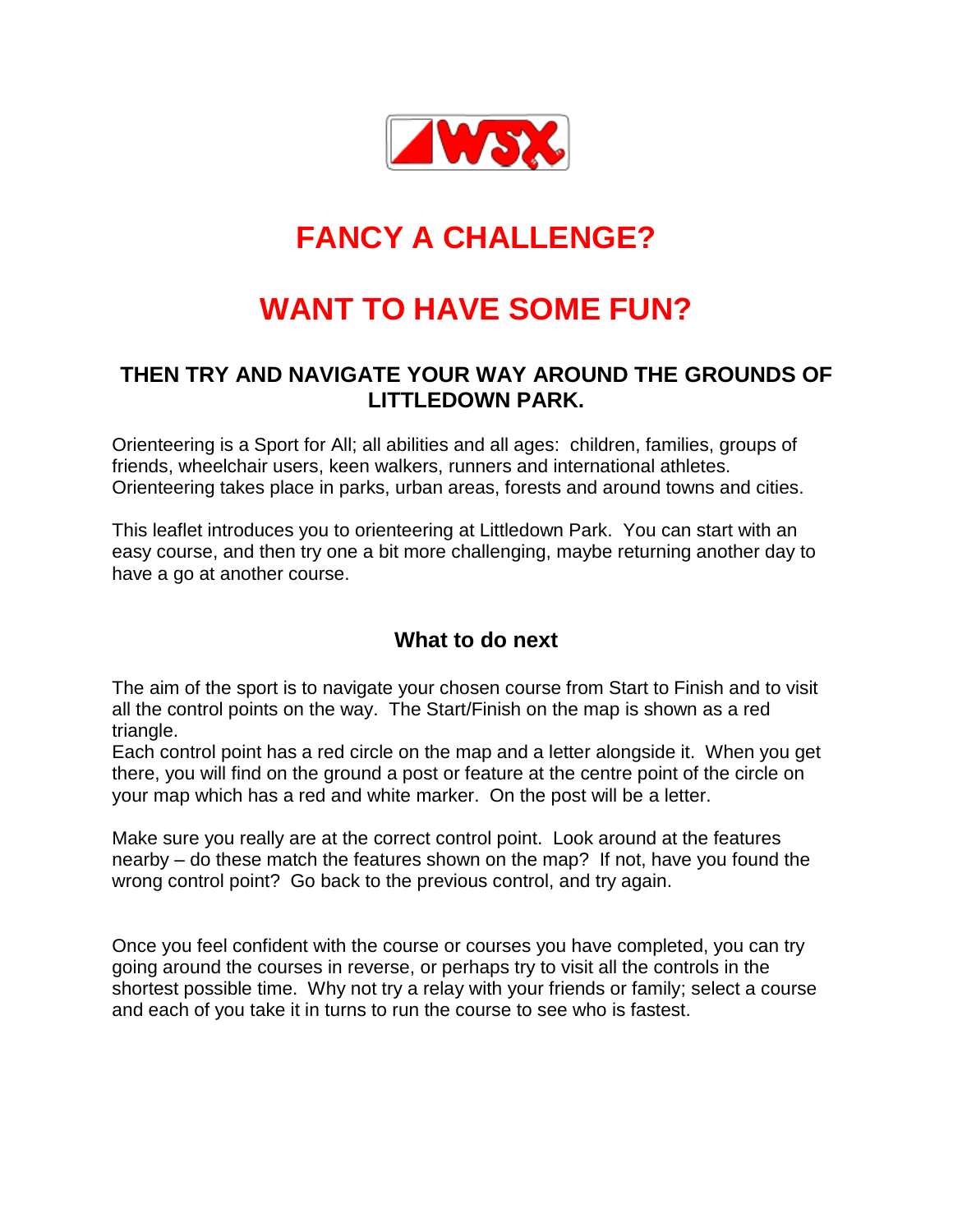# FANCY A CHALLENGE?

# WANT TO HAVE SOME FUN?

### THEN TRY AND NAVIGATE YOUR WAY AROUND THE GROUNDS OF LITTLEDOWN PARK.

Orienteering is a Sport for All; all abilities and all ages: children, families, groups of friends, wheelchair users, keen walkers, runners and international athletes. Orienteering takes place in parks, urban areas, forests and around towns and cities.

This leaflet introduces you to orienteering at Littledown Park. You can start with an easy course, and then try one a bit more challenging, maybe returning another day to have a go at another course.

### What to do next

The aim of the sport is to navigate your chosen course from Start to Finish and to visit all the control points on the way. The Start/Finish on the map is shown as a red triangle.
Each control point has a red circle on the map and a letter alongside it. When you get there, you will find on the ground a post or feature at the centre point of the circle on your map which has a red and white marker. On the post will be a letter.

Make sure you really are at the correct control point. Look around at the features nearby – do these match the features shown on the map? If not, have you found the wrong control point? Go back to the previous control, and try again.

Once you feel confident with the course or courses you have completed, you can try going around the courses in reverse, or perhaps try to visit all the controls in the shortest possible time. Why not try a relay with your friends or family; select a course and each of you take it in turns to run the course to see who is fastest.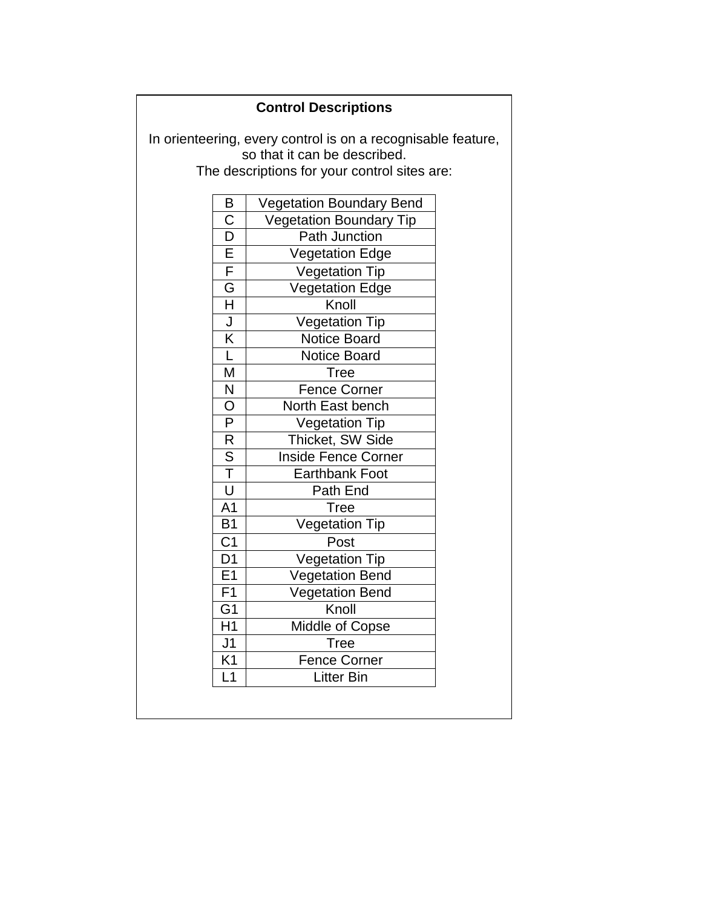## Control Descriptions

In orienteering, every control is on a recognisable feature, so that it can be described.
The descriptions for your control sites are:

| | |
|---|---|
| B | Vegetation Boundary Bend |
| C | Vegetation Boundary Tip |
| D | Path Junction |
| E | Vegetation Edge |
| F | Vegetation Tip |
| G | Vegetation Edge |
| H | Knoll |
| J | Vegetation Tip |
| K | Notice Board |
| L | Notice Board |
| M | Tree |
| N | Fence Corner |
| O | North East bench |
| P | Vegetation Tip |
| R | Thicket, SW Side |
| S | Inside Fence Corner |
| T | Earthbank Foot |
| U | Path End |
| A1 | Tree |
| B1 | Vegetation Tip |
| C1 | Post |
| D1 | Vegetation Tip |
| E1 | Vegetation Bend |
| F1 | Vegetation Bend |
| G1 | Knoll |
| H1 | Middle of Copse |
| J1 | Tree |
| K1 | Fence Corner |
| L1 | Litter Bin |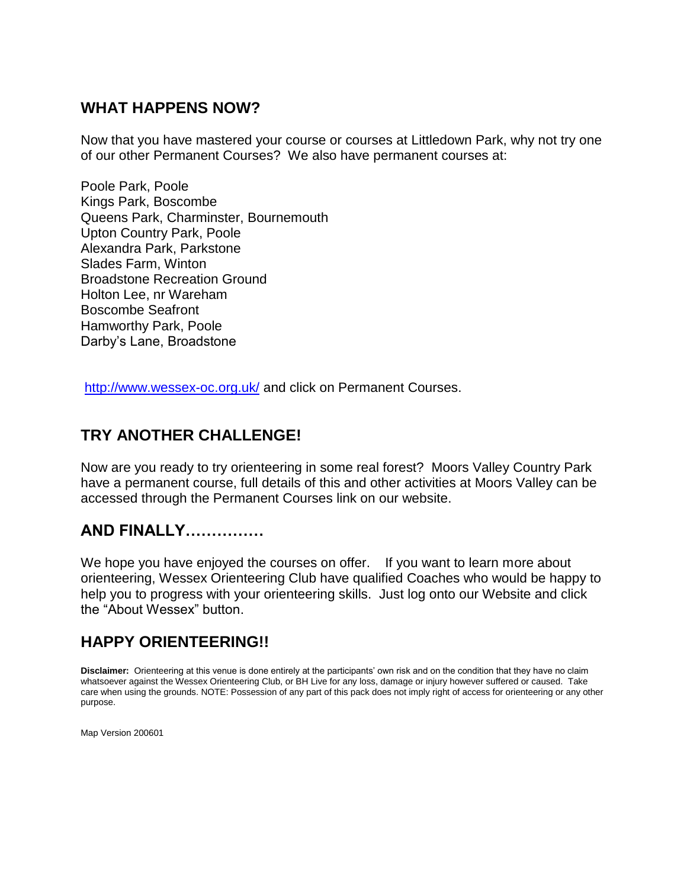## WHAT HAPPENS NOW?

Now that you have mastered your course or courses at Littledown Park, why not try one of our other Permanent Courses? We also have permanent courses at:

Poole Park, Poole
Kings Park, Boscombe
Queens Park, Charminster, Bournemouth
Upton Country Park, Poole
Alexandra Park, Parkstone
Slades Farm, Winton
Broadstone Recreation Ground
Holton Lee, nr Wareham
Boscombe Seafront
Hamworthy Park, Poole
Darby's Lane, Broadstone

http://www.wessex-oc.org.uk/ and click on Permanent Courses.

## TRY ANOTHER CHALLENGE!

Now are you ready to try orienteering in some real forest? Moors Valley Country Park have a permanent course, full details of this and other activities at Moors Valley can be accessed through the Permanent Courses link on our website.

## AND FINALLY……………

We hope you have enjoyed the courses on offer. If you want to learn more about orienteering, Wessex Orienteering Club have qualified Coaches who would be happy to help you to progress with your orienteering skills. Just log onto our Website and click the "About Wessex" button.

## HAPPY ORIENTEERING!!

**Disclaimer:** Orienteering at this venue is done entirely at the participants' own risk and on the condition that they have no claim whatsoever against the Wessex Orienteering Club, or BH Live for any loss, damage or injury however suffered or caused. Take care when using the grounds. NOTE: Possession of any part of this pack does not imply right of access for orienteering or any other purpose.

Map Version 200601